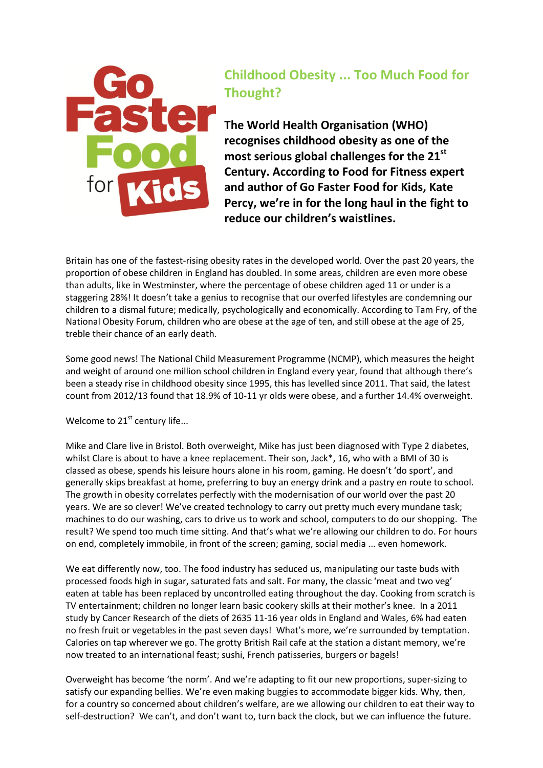Go Faster Food for Kids

# Childhood Obesity ... Too Much Food for Thought?

**The World Health Organisation (WHO) recognises childhood obesity as one of the most serious global challenges for the 21st Century. According to Food for Fitness expert and author of Go Faster Food for Kids, Kate Percy, we're in for the long haul in the fight to reduce our children's waistlines.**

Britain has one of the fastest-rising obesity rates in the developed world. Over the past 20 years, the proportion of obese children in England has doubled. In some areas, children are even more obese than adults, like in Westminster, where the percentage of obese children aged 11 or under is a staggering 28%! It doesn't take a genius to recognise that our overfed lifestyles are condemning our children to a dismal future; medically, psychologically and economically. According to Tam Fry, of the National Obesity Forum, children who are obese at the age of ten, and still obese at the age of 25, treble their chance of an early death.

Some good news! The National Child Measurement Programme (NCMP), which measures the height and weight of around one million school children in England every year, found that although there's been a steady rise in childhood obesity since 1995, this has levelled since 2011. That said, the latest count from 2012/13 found that 18.9% of 10-11 yr olds were obese, and a further 14.4% overweight.

Welcome to 21st century life...

Mike and Clare live in Bristol. Both overweight, Mike has just been diagnosed with Type 2 diabetes, whilst Clare is about to have a knee replacement. Their son, Jack*, 16, who with a BMI of 30 is classed as obese, spends his leisure hours alone in his room, gaming. He doesn't 'do sport', and generally skips breakfast at home, preferring to buy an energy drink and a pastry en route to school. The growth in obesity correlates perfectly with the modernisation of our world over the past 20 years. We are so clever! We've created technology to carry out pretty much every mundane task; machines to do our washing, cars to drive us to work and school, computers to do our shopping. The result? We spend too much time sitting. And that's what we're allowing our children to do. For hours on end, completely immobile, in front of the screen; gaming, social media ... even homework.

We eat differently now, too. The food industry has seduced us, manipulating our taste buds with processed foods high in sugar, saturated fats and salt. For many, the classic 'meat and two veg' eaten at table has been replaced by uncontrolled eating throughout the day. Cooking from scratch is TV entertainment; children no longer learn basic cookery skills at their mother's knee. In a 2011 study by Cancer Research of the diets of 2635 11-16 year olds in England and Wales, 6% had eaten no fresh fruit or vegetables in the past seven days! What's more, we're surrounded by temptation. Calories on tap wherever we go. The grotty British Rail cafe at the station a distant memory, we're now treated to an international feast; sushi, French patisseries, burgers or bagels!

Overweight has become 'the norm'. And we're adapting to fit our new proportions, super-sizing to satisfy our expanding bellies. We're even making buggies to accommodate bigger kids. Why, then, for a country so concerned about children's welfare, are we allowing our children to eat their way to self-destruction? We can't, and don't want to, turn back the clock, but we can influence the future.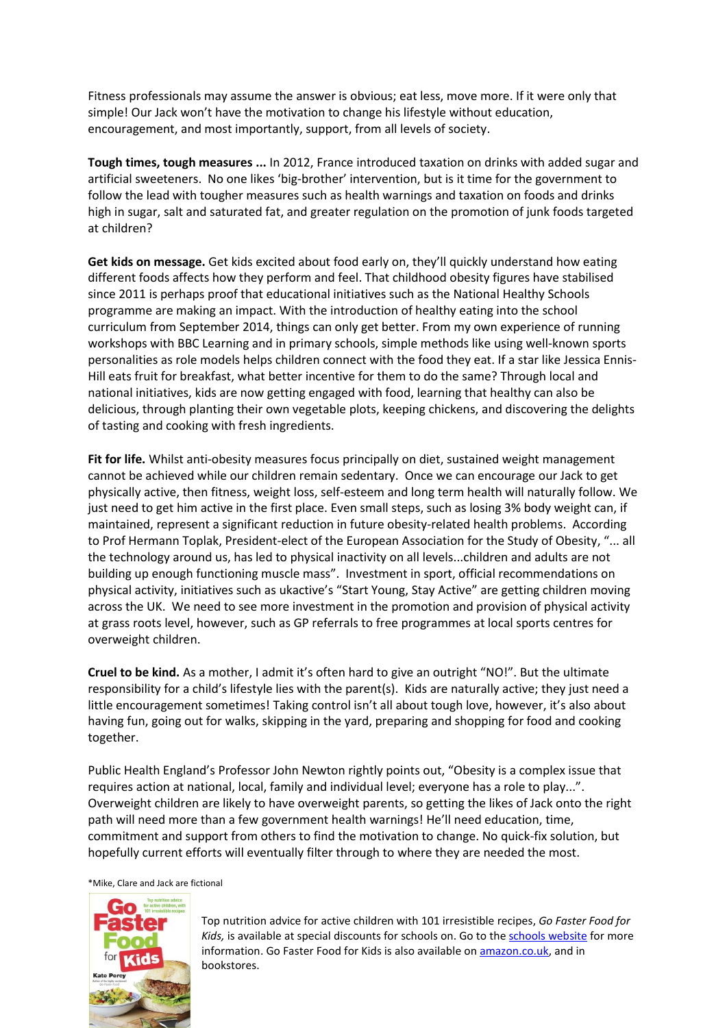Fitness professionals may assume the answer is obvious; eat less, move more. If it were only that simple! Our Jack won't have the motivation to change his lifestyle without education, encouragement, and most importantly, support, from all levels of society.

**Tough times, tough measures ...** In 2012, France introduced taxation on drinks with added sugar and artificial sweeteners. No one likes 'big-brother' intervention, but is it time for the government to follow the lead with tougher measures such as health warnings and taxation on foods and drinks high in sugar, salt and saturated fat, and greater regulation on the promotion of junk foods targeted at children?

**Get kids on message.** Get kids excited about food early on, they'll quickly understand how eating different foods affects how they perform and feel. That childhood obesity figures have stabilised since 2011 is perhaps proof that educational initiatives such as the National Healthy Schools programme are making an impact. With the introduction of healthy eating into the school curriculum from September 2014, things can only get better. From my own experience of running workshops with BBC Learning and in primary schools, simple methods like using well-known sports personalities as role models helps children connect with the food they eat. If a star like Jessica Ennis-Hill eats fruit for breakfast, what better incentive for them to do the same? Through local and national initiatives, kids are now getting engaged with food, learning that healthy can also be delicious, through planting their own vegetable plots, keeping chickens, and discovering the delights of tasting and cooking with fresh ingredients.

**Fit for life.** Whilst anti-obesity measures focus principally on diet, sustained weight management cannot be achieved while our children remain sedentary. Once we can encourage our Jack to get physically active, then fitness, weight loss, self-esteem and long term health will naturally follow. We just need to get him active in the first place. Even small steps, such as losing 3% body weight can, if maintained, represent a significant reduction in future obesity-related health problems. According to Prof Hermann Toplak, President-elect of the European Association for the Study of Obesity, "... all the technology around us, has led to physical inactivity on all levels...children and adults are not building up enough functioning muscle mass". Investment in sport, official recommendations on physical activity, initiatives such as ukactive's "Start Young, Stay Active" are getting children moving across the UK. We need to see more investment in the promotion and provision of physical activity at grass roots level, however, such as GP referrals to free programmes at local sports centres for overweight children.

**Cruel to be kind.** As a mother, I admit it's often hard to give an outright "NO!". But the ultimate responsibility for a child's lifestyle lies with the parent(s). Kids are naturally active; they just need a little encouragement sometimes! Taking control isn't all about tough love, however, it's also about having fun, going out for walks, skipping in the yard, preparing and shopping for food and cooking together.

Public Health England's Professor John Newton rightly points out, "Obesity is a complex issue that requires action at national, local, family and individual level; everyone has a role to play...". Overweight children are likely to have overweight parents, so getting the likes of Jack onto the right path will need more than a few government health warnings! He'll need education, time, commitment and support from others to find the motivation to change. No quick-fix solution, but hopefully current efforts will eventually filter through to where they are needed the most.

*Mike, Clare and Jack are fictional

Top nutrition advice for active children with 101 irresistible recipes, *Go Faster Food for Kids,* is available at special discounts for schools on. Go to the schools website for more information. Go Faster Food for Kids is also available on amazon.co.uk, and in bookstores.